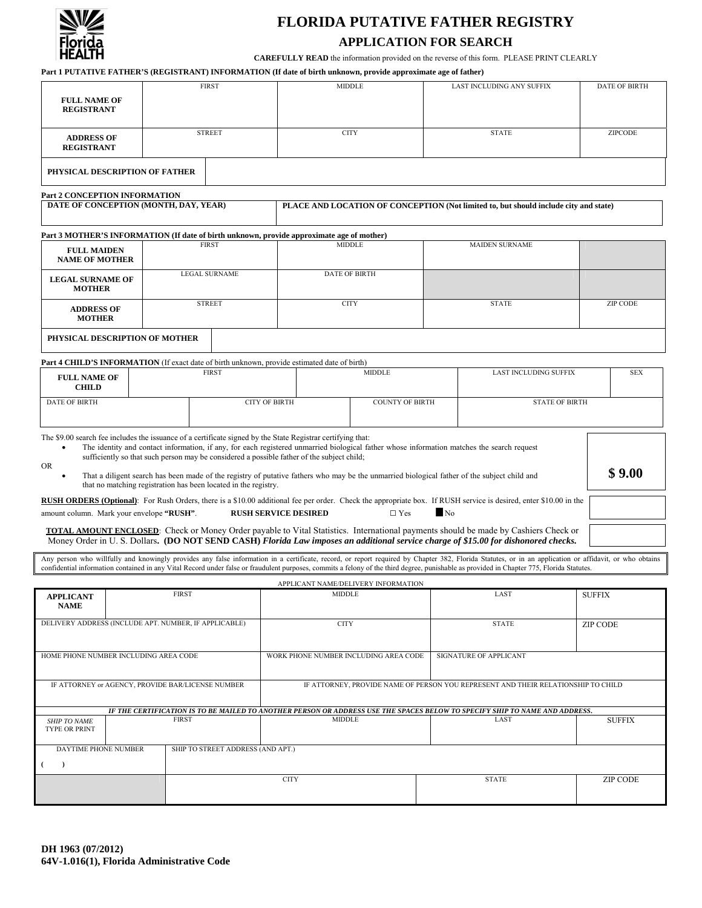# FLORIDA PUTATIVE FATHER REGISTRY

## APPLICATION FOR SEARCH

**CAREFULLY READ** the information provided on the reverse of this form. PLEASE PRINT CLEARLY

**Part 1 PUTATIVE FATHER'S (REGISTRANT) INFORMATION (If date of birth unknown, provide approximate age of father)**

| | FIRST | MIDDLE | LAST INCLUDING ANY SUFFIX | DATE OF BIRTH |
|---|---|---|---|---|
| **FULL NAME OF REGISTRANT** | | | | |
| | STREET | CITY | STATE | ZIPCODE |
| **ADDRESS OF REGISTRANT** | | | | |
| **PHYSICAL DESCRIPTION OF FATHER** | | | | |

**Part 2 CONCEPTION INFORMATION**

| DATE OF CONCEPTION (MONTH, DAY, YEAR) | PLACE AND LOCATION OF CONCEPTION (Not limited to, but should include city and state) |
|---|---|
| | |

**Part 3 MOTHER'S INFORMATION (If date of birth unknown, provide approximate age of mother)**

| | FIRST | MIDDLE | MAIDEN SURNAME | |
|---|---|---|---|---|
| **FULL MAIDEN NAME OF MOTHER** | | | | |
| | LEGAL SURNAME | DATE OF BIRTH | | |
| **LEGAL SURNAME OF MOTHER** | | | | |
| | STREET | CITY | STATE | ZIP CODE |
| **ADDRESS OF MOTHER** | | | | |
| **PHYSICAL DESCRIPTION OF MOTHER** | | | | |

**Part 4 CHILD'S INFORMATION** (If exact date of birth unknown, provide estimated date of birth)

| | FIRST | MIDDLE | LAST INCLUDING SUFFIX | SEX |
|---|---|---|---|---|
| **FULL NAME OF CHILD** | | | | |
| DATE OF BIRTH | CITY OF BIRTH | COUNTY OF BIRTH | STATE OF BIRTH | |
| | | | | |

The $9.00 search fee includes the issuance of a certificate signed by the State Registrar certifying that:

- The identity and contact information, if any, for each registered unmarried biological father whose information matches the search request sufficiently so that such person may be considered a possible father of the subject child;

OR

- That a diligent search has been made of the registry of putative fathers who may be the unmarried biological father of the subject child and that no matching registration has been located in the registry.

**$ 9.00**

**RUSH ORDERS (Optional)**: For Rush Orders, there is a $10.00 additional fee per order. Check the appropriate box. If RUSH service is desired, enter $10.00 in the amount column. Mark your envelope **"RUSH"**. **RUSH SERVICE DESIRED** ☐ Yes ■ No

**TOTAL AMOUNT ENCLOSED**: Check or Money Order payable to Vital Statistics. International payments should be made by Cashiers Check or Money Order in U. S. Dollars**. (DO NOT SEND CASH)** ***Florida Law imposes an additional service charge of $15.00 for dishonored checks.***

Any person who willfully and knowingly provides any false information in a certificate, record, or report required by Chapter 382, Florida Statutes, or in an application or affidavit, or who obtains confidential information contained in any Vital Record under false or fraudulent purposes, commits a felony of the third degree, punishable as provided in Chapter 775, Florida Statutes.

APPLICANT NAME/DELIVERY INFORMATION

| | FIRST | MIDDLE | LAST | SUFFIX |
|---|---|---|---|---|
| **APPLICANT NAME** | | | | |
| DELIVERY ADDRESS (INCLUDE APT. NUMBER, IF APPLICABLE) | | CITY | STATE | ZIP CODE |
| HOME PHONE NUMBER INCLUDING AREA CODE | | WORK PHONE NUMBER INCLUDING AREA CODE | SIGNATURE OF APPLICANT | |
| IF ATTORNEY or AGENCY, PROVIDE BAR/LICENSE NUMBER | | IF ATTORNEY, PROVIDE NAME OF PERSON YOU REPRESENT AND THEIR RELATIONSHIP TO CHILD | | |

***IF THE CERTIFICATION IS TO BE MAILED TO ANOTHER PERSON OR ADDRESS USE THE SPACES BELOW TO SPECIFY SHIP TO NAME AND ADDRESS.***

| | FIRST | MIDDLE | LAST | SUFFIX |
|---|---|---|---|---|
| *SHIP TO NAME* TYPE OR PRINT | | | | |
| DAYTIME PHONE NUMBER ( ) | SHIP TO STREET ADDRESS (AND APT.) | | | |
| | CITY | | STATE | ZIP CODE |

**DH 1963 (07/2012)**
**64V-1.016(1), Florida Administrative Code**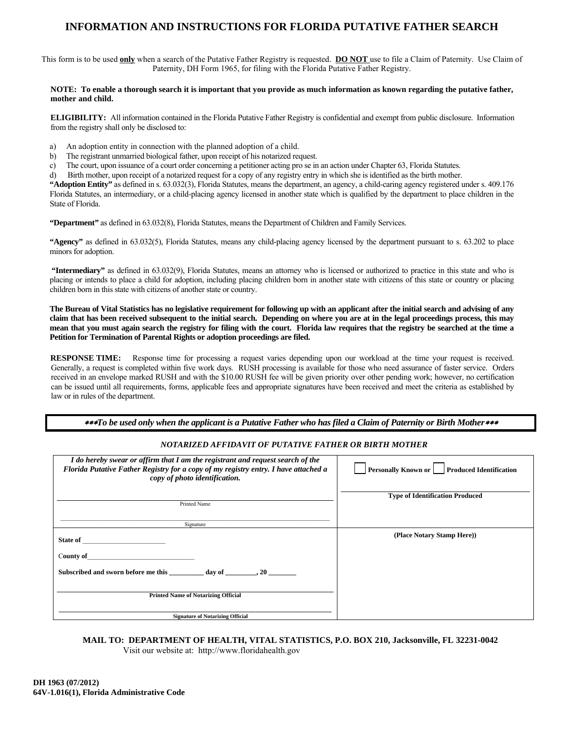# INFORMATION AND INSTRUCTIONS FOR FLORIDA PUTATIVE FATHER SEARCH

This form is to be used **only** when a search of the Putative Father Registry is requested. **DO NOT** use to file a Claim of Paternity. Use Claim of Paternity, DH Form 1965, for filing with the Florida Putative Father Registry.

**NOTE: To enable a thorough search it is important that you provide as much information as known regarding the putative father, mother and child.**

**ELIGIBILITY:** All information contained in the Florida Putative Father Registry is confidential and exempt from public disclosure. Information from the registry shall only be disclosed to:

a) An adoption entity in connection with the planned adoption of a child.
b) The registrant unmarried biological father, upon receipt of his notarized request.
c) The court, upon issuance of a court order concerning a petitioner acting pro se in an action under Chapter 63, Florida Statutes.
d) Birth mother, upon receipt of a notarized request for a copy of any registry entry in which she is identified as the birth mother.

**"Adoption Entity"** as defined in s. 63.032(3), Florida Statutes, means the department, an agency, a child-caring agency registered under s. 409.176 Florida Statutes, an intermediary, or a child-placing agency licensed in another state which is qualified by the department to place children in the State of Florida.

**"Department"** as defined in 63.032(8), Florida Statutes, means the Department of Children and Family Services.

**"Agency"** as defined in 63.032(5), Florida Statutes, means any child-placing agency licensed by the department pursuant to s. 63.202 to place minors for adoption.

**"Intermediary"** as defined in 63.032(9), Florida Statutes, means an attorney who is licensed or authorized to practice in this state and who is placing or intends to place a child for adoption, including placing children born in another state with citizens of this state or country or placing children born in this state with citizens of another state or country.

**The Bureau of Vital Statistics has no legislative requirement for following up with an applicant after the initial search and advising of any claim that has been received subsequent to the initial search. Depending on where you are at in the legal proceedings process, this may mean that you must again search the registry for filing with the court. Florida law requires that the registry be searched at the time a Petition for Termination of Parental Rights or adoption proceedings are filed.**

**RESPONSE TIME:** Response time for processing a request varies depending upon our workload at the time your request is received. Generally, a request is completed within five work days. RUSH processing is available for those who need assurance of faster service. Orders received in an envelope marked RUSH and with the $10.00 RUSH fee will be given priority over other pending work; however, no certification can be issued until all requirements, forms, applicable fees and appropriate signatures have been received and meet the criteria as established by law or in rules of the department.

***\*\*\*To be used only when the applicant is a Putative Father who has filed a Claim of Paternity or Birth Mother\*\*\****

### *NOTARIZED AFFIDAVIT OF PUTATIVE FATHER OR BIRTH MOTHER*

| | |
|---|---|
| ***I do hereby swear or affirm that I am the registrant and request search of the Florida Putative Father Registry for a copy of my registry entry. I have attached a copy of photo identification.*** <br><br> \_\_\_\_\_\_\_\_\_\_\_\_\_\_\_\_\_\_\_\_ <br> Printed Name <br><br> \_\_\_\_\_\_\_\_\_\_\_\_\_\_\_\_\_\_\_\_ <br> Signature | ☐ **Personally Known or** ☐ **Produced Identification** <br><br> \_\_\_\_\_\_\_\_\_\_\_\_\_\_\_\_\_\_\_\_ <br> **Type of Identification Produced** |
| **State of** \_\_\_\_\_\_\_\_\_\_\_\_\_\_ <br><br> **County of**\_\_\_\_\_\_\_\_\_\_\_\_\_\_ <br><br> **Subscribed and sworn before me this \_\_\_\_\_\_\_ day of \_\_\_\_\_\_\_, 20 \_\_\_\_\_\_** <br><br> \_\_\_\_\_\_\_\_\_\_\_\_\_\_\_\_\_\_\_\_ <br> **Printed Name of Notarizing Official** <br><br> \_\_\_\_\_\_\_\_\_\_\_\_\_\_\_\_\_\_\_\_ <br> **Signature of Notarizing Official** | **(Place Notary Stamp Here))** |

**MAIL TO: DEPARTMENT OF HEALTH, VITAL STATISTICS, P.O. BOX 210, Jacksonville, FL 32231-0042**
Visit our website at: http://www.floridahealth.gov

**DH 1963 (07/2012)**
**64V-1.016(1), Florida Administrative Code**